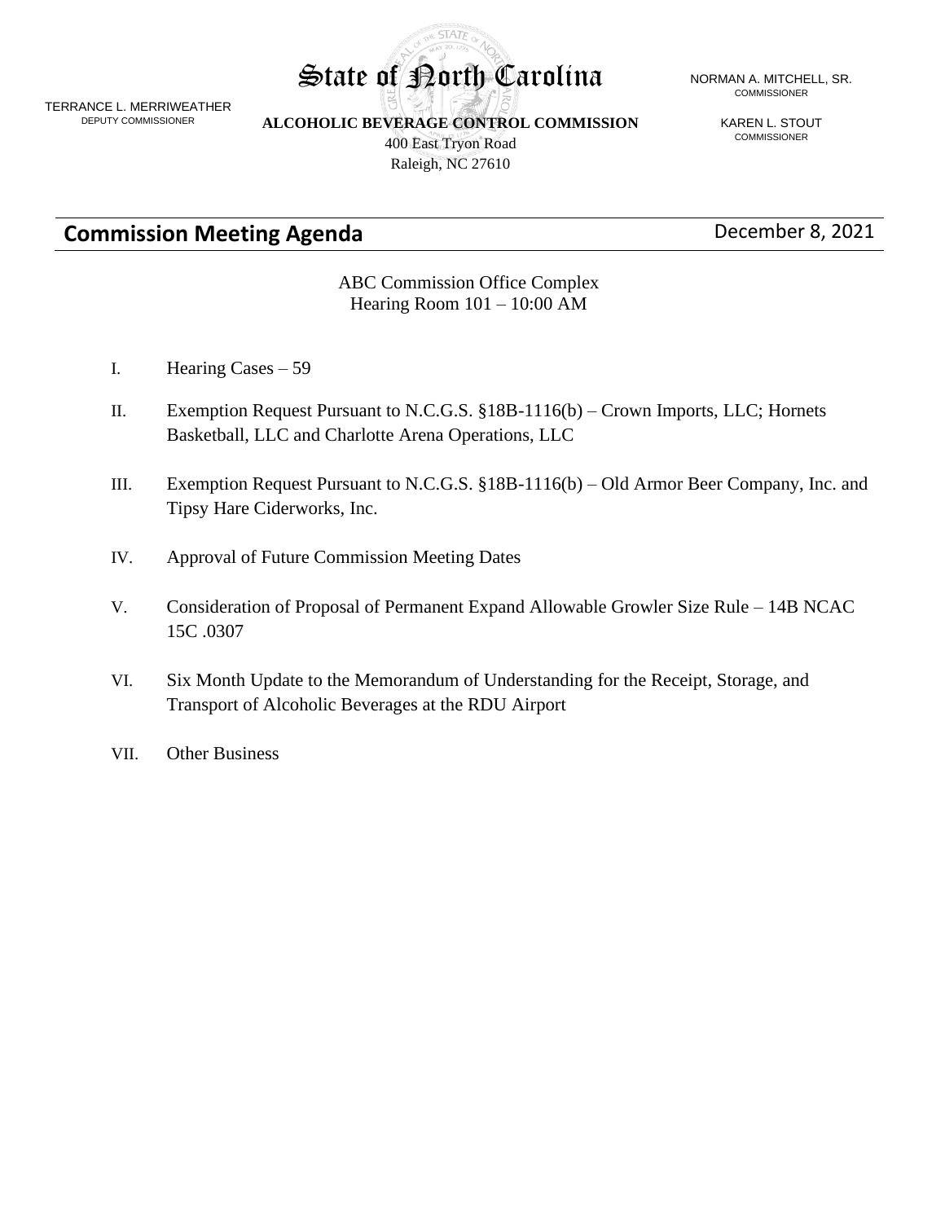TERRANCE L. MERRIWEATHER
DEPUTY COMMISSIONER

# State of North Carolina

**ALCOHOLIC BEVERAGE CONTROL COMMISSION**
400 East Tryon Road
Raleigh, NC 27610

NORMAN A. MITCHELL, SR.
COMMISSIONER

KAREN L. STOUT
COMMISSIONER

## Commission Meeting Agenda

December 8, 2021

ABC Commission Office Complex
Hearing Room 101 – 10:00 AM

I. Hearing Cases – 59

II. Exemption Request Pursuant to N.C.G.S. §18B-1116(b) – Crown Imports, LLC; Hornets Basketball, LLC and Charlotte Arena Operations, LLC

III. Exemption Request Pursuant to N.C.G.S. §18B-1116(b) – Old Armor Beer Company, Inc. and Tipsy Hare Ciderworks, Inc.

IV. Approval of Future Commission Meeting Dates

V. Consideration of Proposal of Permanent Expand Allowable Growler Size Rule – 14B NCAC 15C .0307

VI. Six Month Update to the Memorandum of Understanding for the Receipt, Storage, and Transport of Alcoholic Beverages at the RDU Airport

VII. Other Business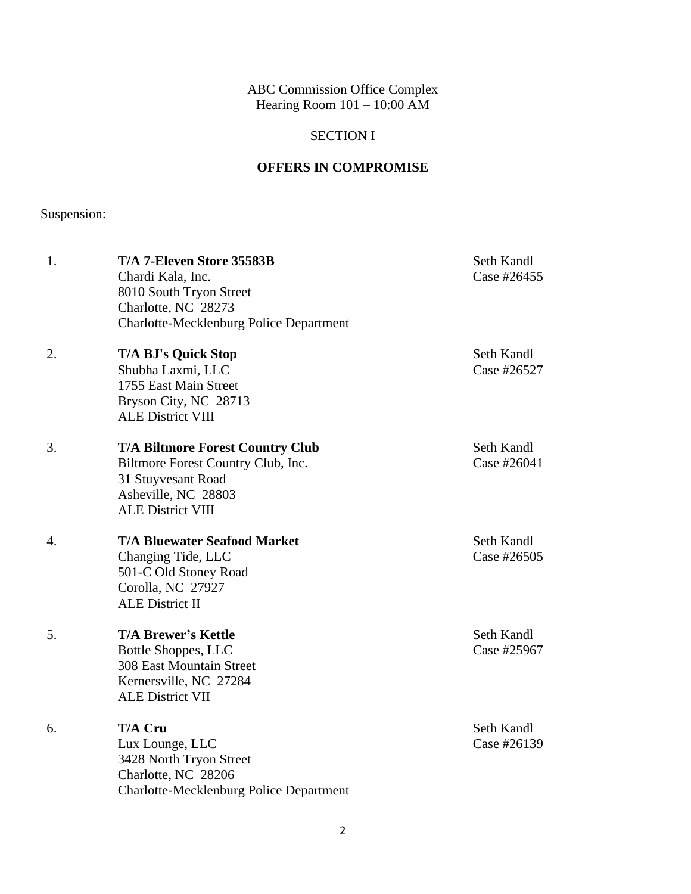ABC Commission Office Complex
Hearing Room 101 – 10:00 AM

SECTION I

**OFFERS IN COMPROMISE**

Suspension:

1. **T/A 7-Eleven Store 35583B** — Seth Kandl, Case #26455
   Chardi Kala, Inc.
   8010 South Tryon Street
   Charlotte, NC 28273
   Charlotte-Mecklenburg Police Department

2. **T/A BJ's Quick Stop** — Seth Kandl, Case #26527
   Shubha Laxmi, LLC
   1755 East Main Street
   Bryson City, NC 28713
   ALE District VIII

3. **T/A Biltmore Forest Country Club** — Seth Kandl, Case #26041
   Biltmore Forest Country Club, Inc.
   31 Stuyvesant Road
   Asheville, NC 28803
   ALE District VIII

4. **T/A Bluewater Seafood Market** — Seth Kandl, Case #26505
   Changing Tide, LLC
   501-C Old Stoney Road
   Corolla, NC 27927
   ALE District II

5. **T/A Brewer's Kettle** — Seth Kandl, Case #25967
   Bottle Shoppes, LLC
   308 East Mountain Street
   Kernersville, NC 27284
   ALE District VII

6. **T/A Cru** — Seth Kandl, Case #26139
   Lux Lounge, LLC
   3428 North Tryon Street
   Charlotte, NC 28206
   Charlotte-Mecklenburg Police Department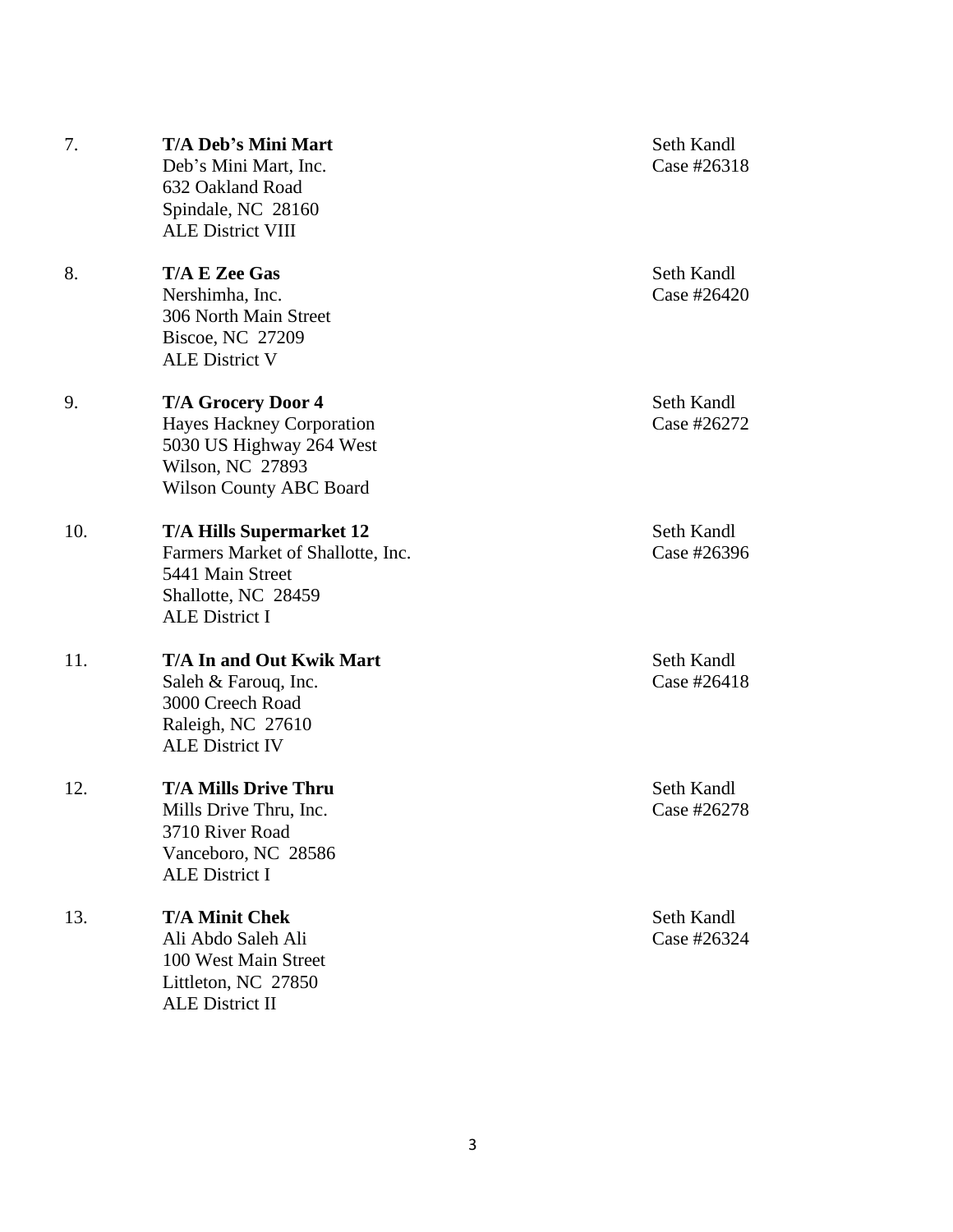7. **T/A Deb's Mini Mart**
   Deb's Mini Mart, Inc.
   632 Oakland Road
   Spindale, NC 28160
   ALE District VIII

   Seth Kandl
   Case #26318

8. **T/A E Zee Gas**
   Nershimha, Inc.
   306 North Main Street
   Biscoe, NC 27209
   ALE District V

   Seth Kandl
   Case #26420

9. **T/A Grocery Door 4**
   Hayes Hackney Corporation
   5030 US Highway 264 West
   Wilson, NC 27893
   Wilson County ABC Board

   Seth Kandl
   Case #26272

10. **T/A Hills Supermarket 12**
    Farmers Market of Shallotte, Inc.
    5441 Main Street
    Shallotte, NC 28459
    ALE District I

    Seth Kandl
    Case #26396

11. **T/A In and Out Kwik Mart**
    Saleh & Farouq, Inc.
    3000 Creech Road
    Raleigh, NC 27610
    ALE District IV

    Seth Kandl
    Case #26418

12. **T/A Mills Drive Thru**
    Mills Drive Thru, Inc.
    3710 River Road
    Vanceboro, NC 28586
    ALE District I

    Seth Kandl
    Case #26278

13. **T/A Minit Chek**
    Ali Abdo Saleh Ali
    100 West Main Street
    Littleton, NC 27850
    ALE District II

    Seth Kandl
    Case #26324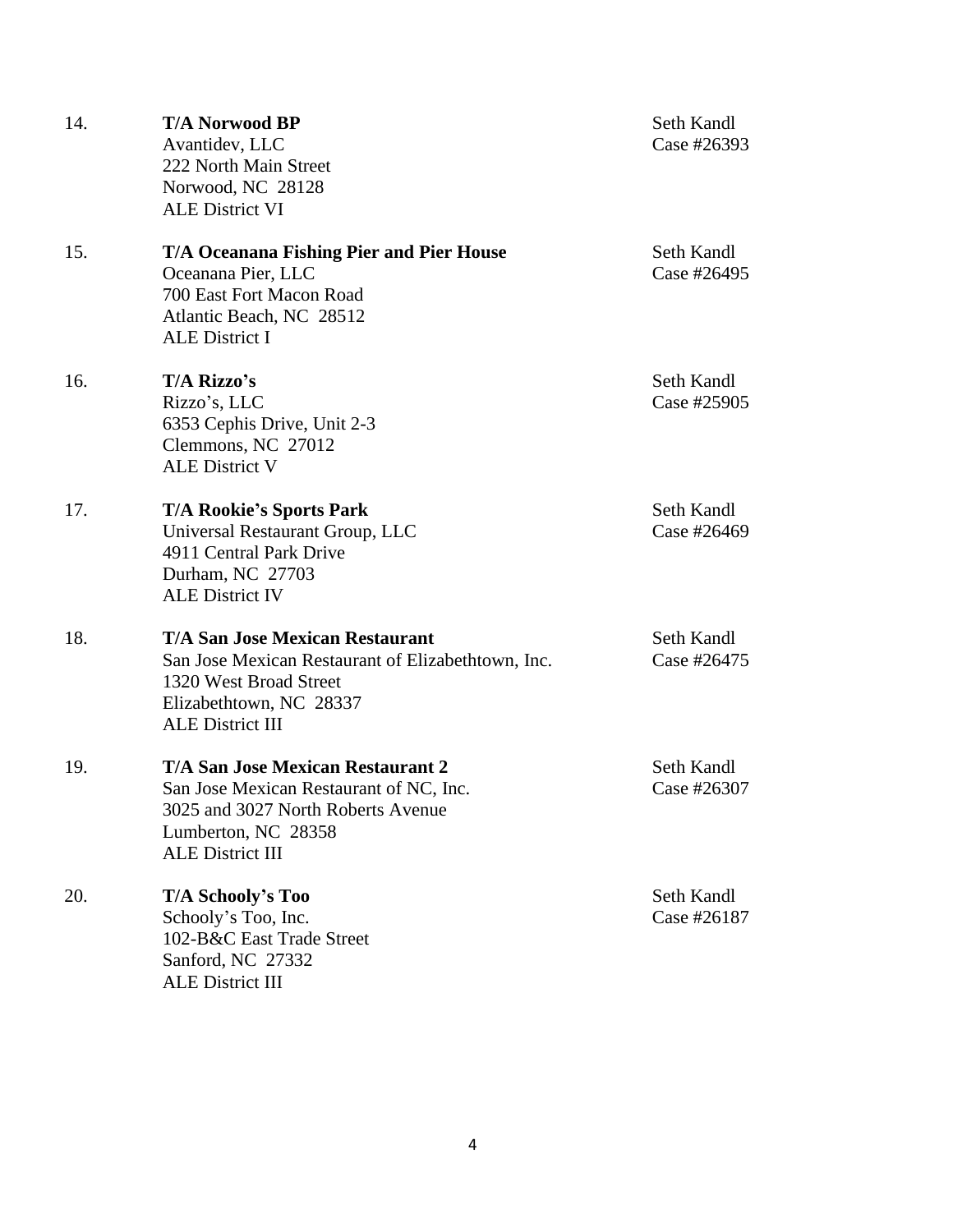14. **T/A Norwood BP**
Avantidev, LLC
222 North Main Street
Norwood, NC 28128
ALE District VI

Seth Kandl
Case #26393

15. **T/A Oceanana Fishing Pier and Pier House**
Oceanana Pier, LLC
700 East Fort Macon Road
Atlantic Beach, NC 28512
ALE District I

Seth Kandl
Case #26495

16. **T/A Rizzo's**
Rizzo's, LLC
6353 Cephis Drive, Unit 2-3
Clemmons, NC 27012
ALE District V

Seth Kandl
Case #25905

17. **T/A Rookie's Sports Park**
Universal Restaurant Group, LLC
4911 Central Park Drive
Durham, NC 27703
ALE District IV

Seth Kandl
Case #26469

18. **T/A San Jose Mexican Restaurant**
San Jose Mexican Restaurant of Elizabethtown, Inc.
1320 West Broad Street
Elizabethtown, NC 28337
ALE District III

Seth Kandl
Case #26475

19. **T/A San Jose Mexican Restaurant 2**
San Jose Mexican Restaurant of NC, Inc.
3025 and 3027 North Roberts Avenue
Lumberton, NC 28358
ALE District III

Seth Kandl
Case #26307

20. **T/A Schooly's Too**
Schooly's Too, Inc.
102-B&C East Trade Street
Sanford, NC 27332
ALE District III

Seth Kandl
Case #26187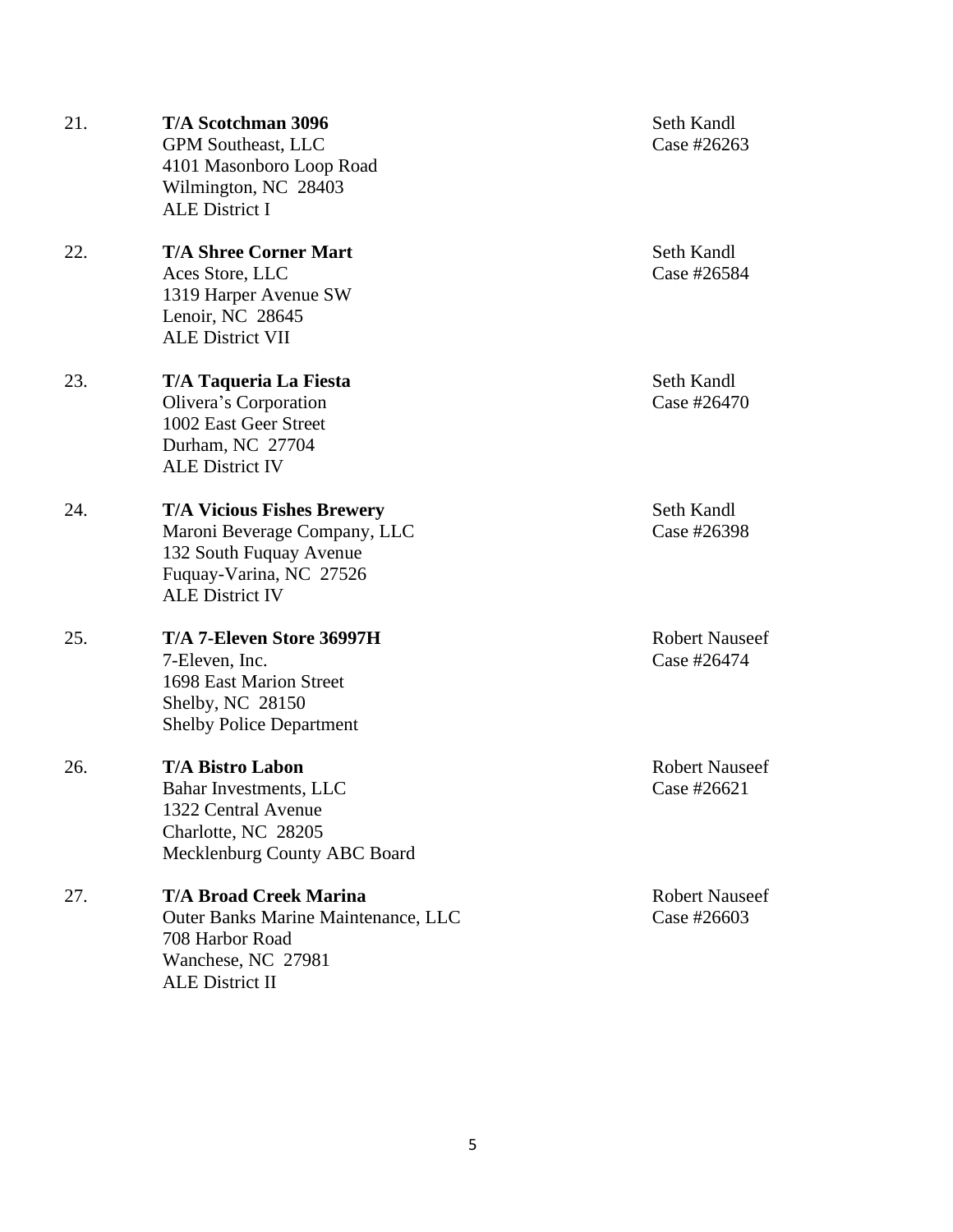21. **T/A Scotchman 3096**
GPM Southeast, LLC
4101 Masonboro Loop Road
Wilmington, NC 28403
ALE District I

Seth Kandl
Case #26263

22. **T/A Shree Corner Mart**
Aces Store, LLC
1319 Harper Avenue SW
Lenoir, NC 28645
ALE District VII

Seth Kandl
Case #26584

23. **T/A Taqueria La Fiesta**
Olivera's Corporation
1002 East Geer Street
Durham, NC 27704
ALE District IV

Seth Kandl
Case #26470

24. **T/A Vicious Fishes Brewery**
Maroni Beverage Company, LLC
132 South Fuquay Avenue
Fuquay-Varina, NC 27526
ALE District IV

Seth Kandl
Case #26398

25. **T/A 7-Eleven Store 36997H**
7-Eleven, Inc.
1698 East Marion Street
Shelby, NC 28150
Shelby Police Department

Robert Nauseef
Case #26474

26. **T/A Bistro Labon**
Bahar Investments, LLC
1322 Central Avenue
Charlotte, NC 28205
Mecklenburg County ABC Board

Robert Nauseef
Case #26621

27. **T/A Broad Creek Marina**
Outer Banks Marine Maintenance, LLC
708 Harbor Road
Wanchese, NC 27981
ALE District II

Robert Nauseef
Case #26603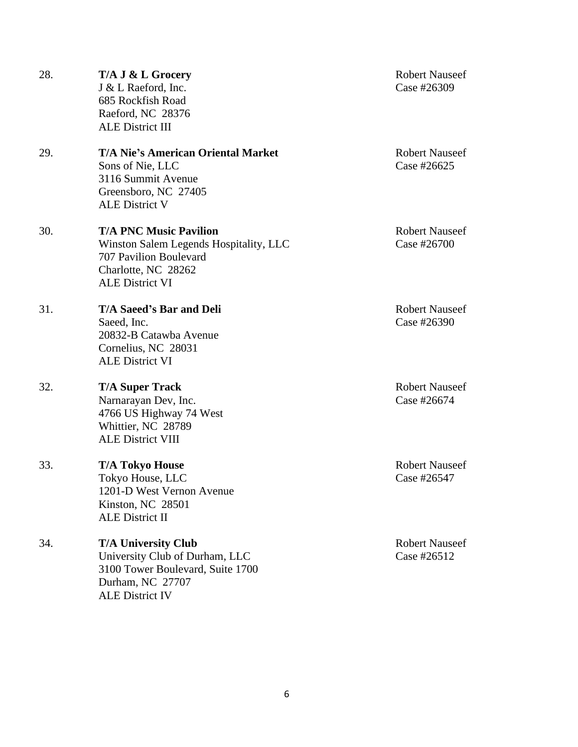28. **T/A J & L Grocery**
    J & L Raeford, Inc.
    685 Rockfish Road
    Raeford, NC 28376
    ALE District III

    Robert Nauseef
    Case #26309

29. **T/A Nie's American Oriental Market**
    Sons of Nie, LLC
    3116 Summit Avenue
    Greensboro, NC 27405
    ALE District V

    Robert Nauseef
    Case #26625

30. **T/A PNC Music Pavilion**
    Winston Salem Legends Hospitality, LLC
    707 Pavilion Boulevard
    Charlotte, NC 28262
    ALE District VI

    Robert Nauseef
    Case #26700

31. **T/A Saeed's Bar and Deli**
    Saeed, Inc.
    20832-B Catawba Avenue
    Cornelius, NC 28031
    ALE District VI

    Robert Nauseef
    Case #26390

32. **T/A Super Track**
    Narnarayan Dev, Inc.
    4766 US Highway 74 West
    Whittier, NC 28789
    ALE District VIII

    Robert Nauseef
    Case #26674

33. **T/A Tokyo House**
    Tokyo House, LLC
    1201-D West Vernon Avenue
    Kinston, NC 28501
    ALE District II

    Robert Nauseef
    Case #26547

34. **T/A University Club**
    University Club of Durham, LLC
    3100 Tower Boulevard, Suite 1700
    Durham, NC 27707
    ALE District IV

    Robert Nauseef
    Case #26512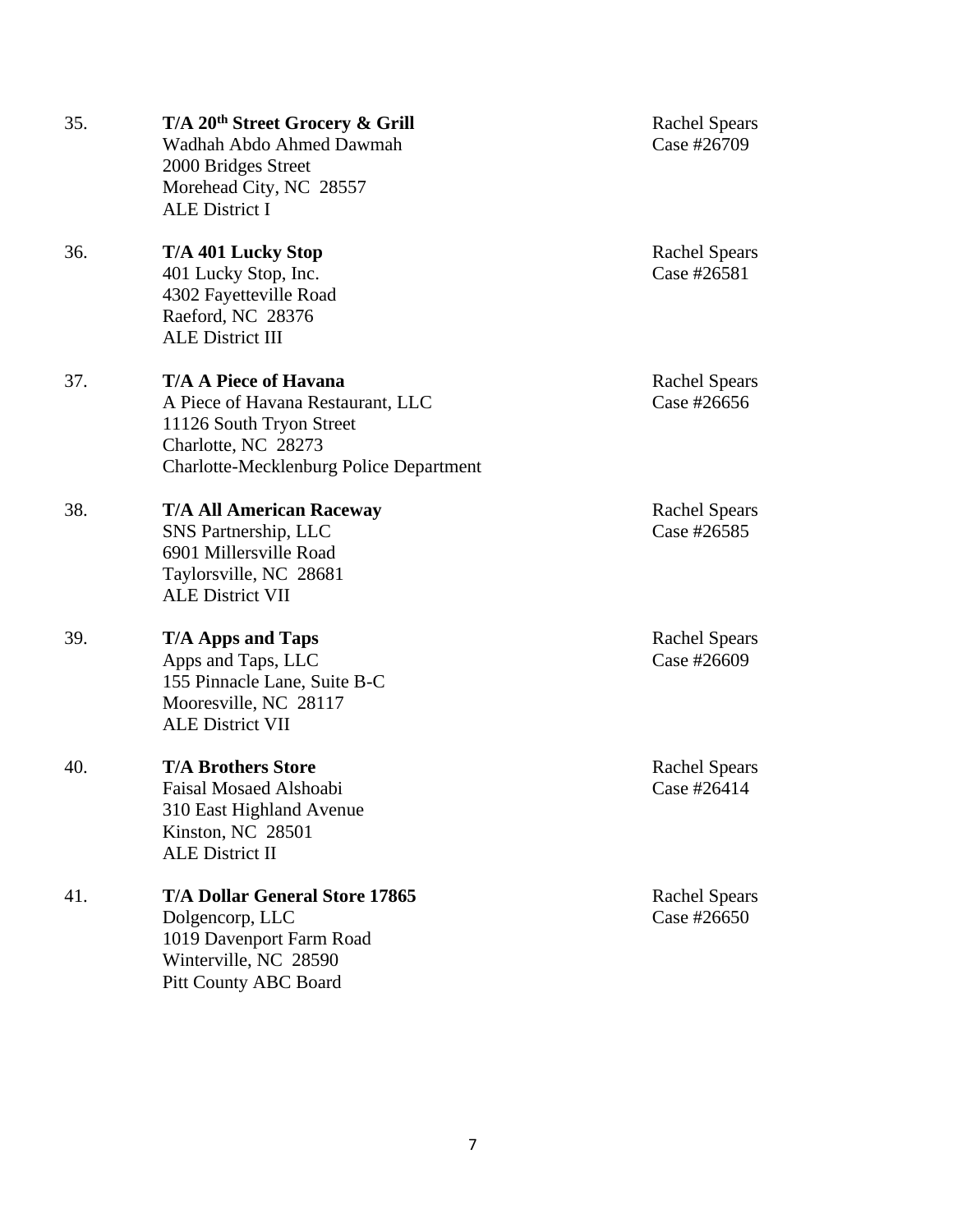35. **T/A 20th Street Grocery & Grill**
Wadhah Abdo Ahmed Dawmah
2000 Bridges Street
Morehead City, NC 28557
ALE District I

Rachel Spears
Case #26709

36. **T/A 401 Lucky Stop**
401 Lucky Stop, Inc.
4302 Fayetteville Road
Raeford, NC 28376
ALE District III

Rachel Spears
Case #26581

37. **T/A A Piece of Havana**
A Piece of Havana Restaurant, LLC
11126 South Tryon Street
Charlotte, NC 28273
Charlotte-Mecklenburg Police Department

Rachel Spears
Case #26656

38. **T/A All American Raceway**
SNS Partnership, LLC
6901 Millersville Road
Taylorsville, NC 28681
ALE District VII

Rachel Spears
Case #26585

39. **T/A Apps and Taps**
Apps and Taps, LLC
155 Pinnacle Lane, Suite B-C
Mooresville, NC 28117
ALE District VII

Rachel Spears
Case #26609

40. **T/A Brothers Store**
Faisal Mosaed Alshoabi
310 East Highland Avenue
Kinston, NC 28501
ALE District II

Rachel Spears
Case #26414

41. **T/A Dollar General Store 17865**
Dolgencorp, LLC
1019 Davenport Farm Road
Winterville, NC 28590
Pitt County ABC Board

Rachel Spears
Case #26650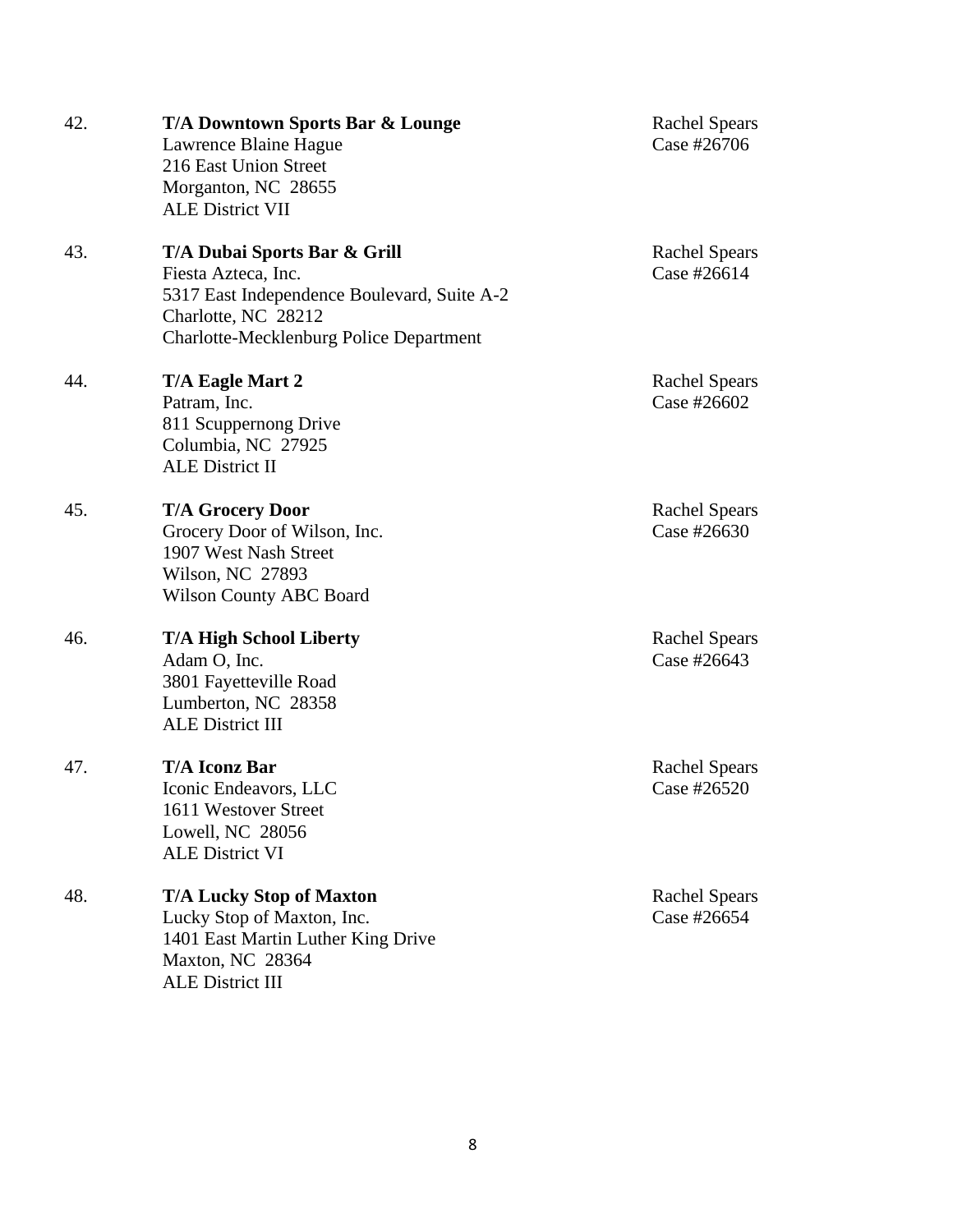42. **T/A Downtown Sports Bar & Lounge**
Lawrence Blaine Hague
216 East Union Street
Morganton, NC 28655
ALE District VII
Rachel Spears
Case #26706

43. **T/A Dubai Sports Bar & Grill**
Fiesta Azteca, Inc.
5317 East Independence Boulevard, Suite A-2
Charlotte, NC 28212
Charlotte-Mecklenburg Police Department
Rachel Spears
Case #26614

44. **T/A Eagle Mart 2**
Patram, Inc.
811 Scuppernong Drive
Columbia, NC 27925
ALE District II
Rachel Spears
Case #26602

45. **T/A Grocery Door**
Grocery Door of Wilson, Inc.
1907 West Nash Street
Wilson, NC 27893
Wilson County ABC Board
Rachel Spears
Case #26630

46. **T/A High School Liberty**
Adam O, Inc.
3801 Fayetteville Road
Lumberton, NC 28358
ALE District III
Rachel Spears
Case #26643

47. **T/A Iconz Bar**
Iconic Endeavors, LLC
1611 Westover Street
Lowell, NC 28056
ALE District VI
Rachel Spears
Case #26520

48. **T/A Lucky Stop of Maxton**
Lucky Stop of Maxton, Inc.
1401 East Martin Luther King Drive
Maxton, NC 28364
ALE District III
Rachel Spears
Case #26654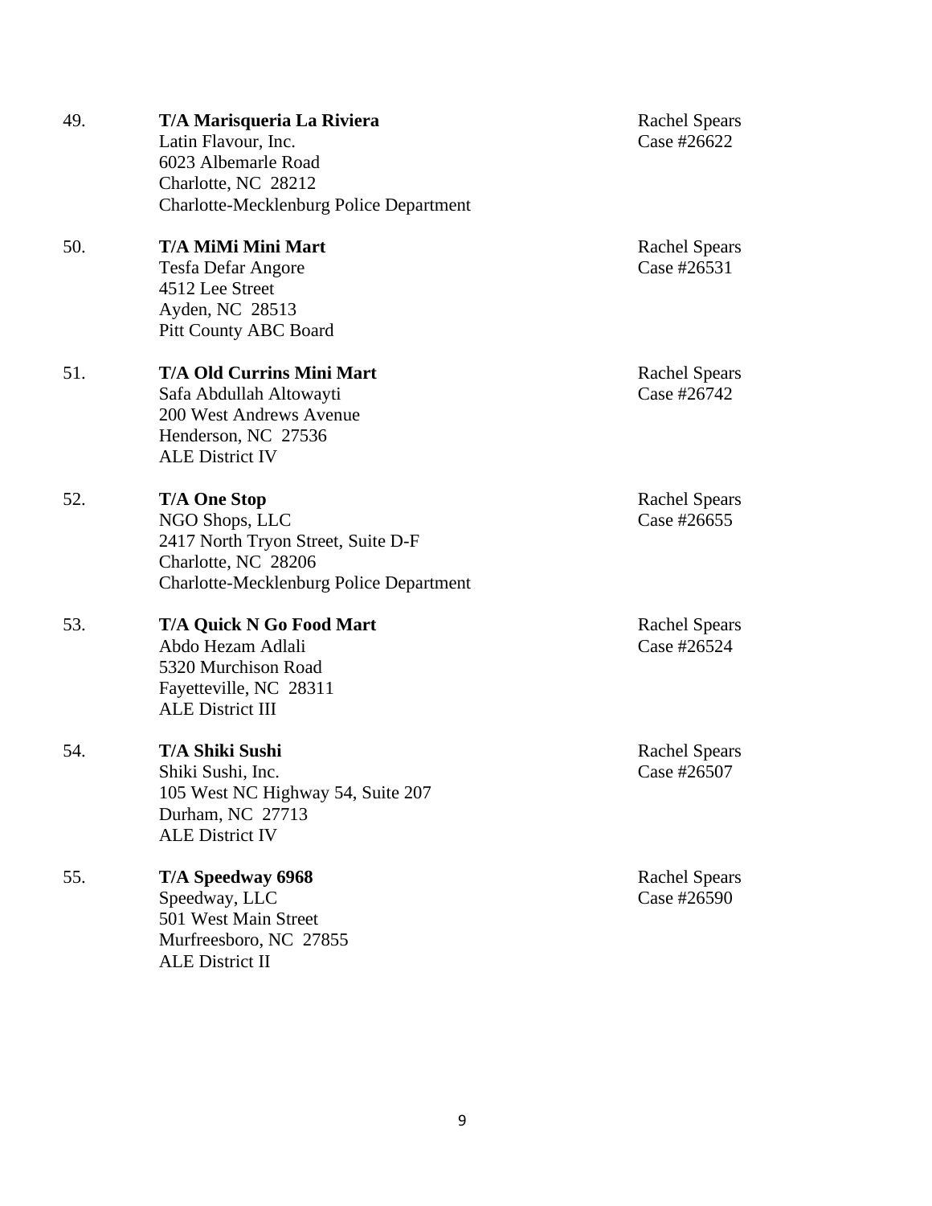49. **T/A Marisqueria La Riviera**
    Latin Flavour, Inc.
    6023 Albemarle Road
    Charlotte, NC 28212
    Charlotte-Mecklenburg Police Department

    Rachel Spears
    Case #26622

50. **T/A MiMi Mini Mart**
    Tesfa Defar Angore
    4512 Lee Street
    Ayden, NC 28513
    Pitt County ABC Board

    Rachel Spears
    Case #26531

51. **T/A Old Currins Mini Mart**
    Safa Abdullah Altowayti
    200 West Andrews Avenue
    Henderson, NC 27536
    ALE District IV

    Rachel Spears
    Case #26742

52. **T/A One Stop**
    NGO Shops, LLC
    2417 North Tryon Street, Suite D-F
    Charlotte, NC 28206
    Charlotte-Mecklenburg Police Department

    Rachel Spears
    Case #26655

53. **T/A Quick N Go Food Mart**
    Abdo Hezam Adlali
    5320 Murchison Road
    Fayetteville, NC 28311
    ALE District III

    Rachel Spears
    Case #26524

54. **T/A Shiki Sushi**
    Shiki Sushi, Inc.
    105 West NC Highway 54, Suite 207
    Durham, NC 27713
    ALE District IV

    Rachel Spears
    Case #26507

55. **T/A Speedway 6968**
    Speedway, LLC
    501 West Main Street
    Murfreesboro, NC 27855
    ALE District II

    Rachel Spears
    Case #26590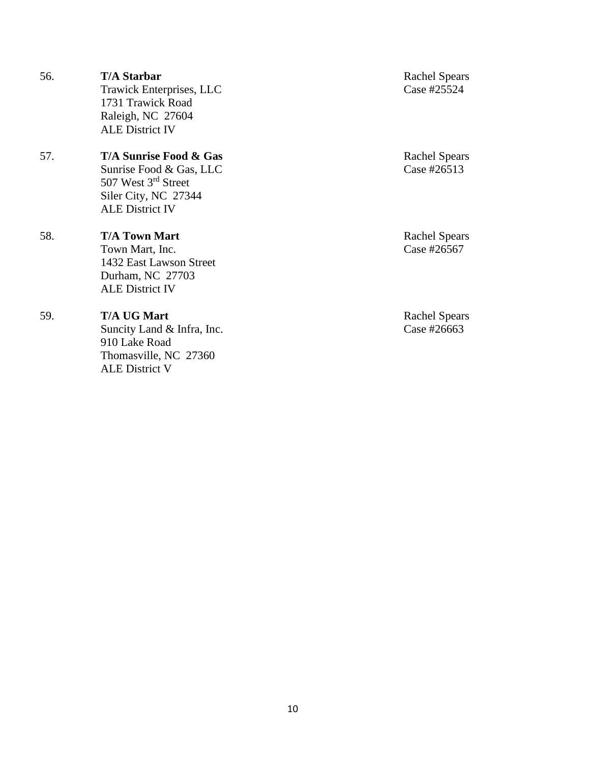56. **T/A Starbar**
    Trawick Enterprises, LLC
    1731 Trawick Road
    Raleigh, NC 27604
    ALE District IV

    Rachel Spears
    Case #25524

57. **T/A Sunrise Food & Gas**
    Sunrise Food & Gas, LLC
    507 West 3rd Street
    Siler City, NC 27344
    ALE District IV

    Rachel Spears
    Case #26513

58. **T/A Town Mart**
    Town Mart, Inc.
    1432 East Lawson Street
    Durham, NC 27703
    ALE District IV

    Rachel Spears
    Case #26567

59. **T/A UG Mart**
    Suncity Land & Infra, Inc.
    910 Lake Road
    Thomasville, NC 27360
    ALE District V

    Rachel Spears
    Case #26663